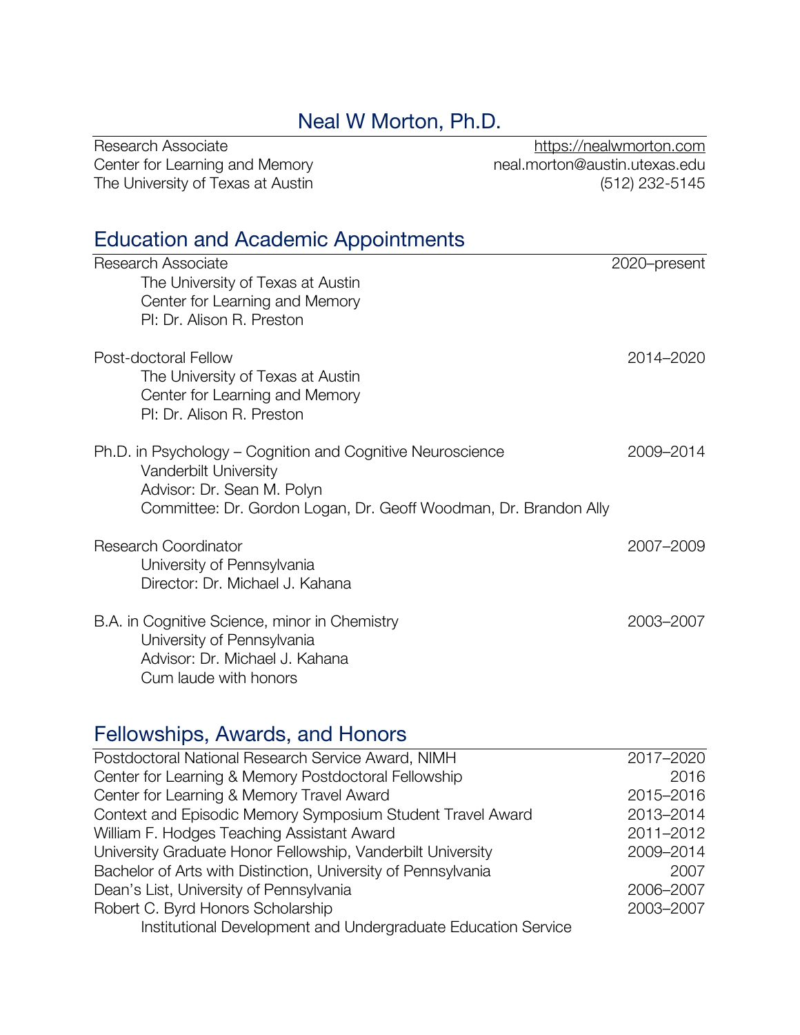# Neal W Morton, Ph.D.

Research Associate  
Center for Learning and Memory  
The University of Texas at Austin

https://nealwmorton.com  
neal.morton@austin.utexas.edu  
(512) 232-5145

## Education and Academic Appointments

**Research Associate** — 2020–present  
The University of Texas at Austin  
Center for Learning and Memory  
PI: Dr. Alison R. Preston

**Post-doctoral Fellow** — 2014–2020  
The University of Texas at Austin  
Center for Learning and Memory  
PI: Dr. Alison R. Preston

**Ph.D. in Psychology – Cognition and Cognitive Neuroscience** — 2009–2014  
Vanderbilt University  
Advisor: Dr. Sean M. Polyn  
Committee: Dr. Gordon Logan, Dr. Geoff Woodman, Dr. Brandon Ally

**Research Coordinator** — 2007–2009  
University of Pennsylvania  
Director: Dr. Michael J. Kahana

**B.A. in Cognitive Science, minor in Chemistry** — 2003–2007  
University of Pennsylvania  
Advisor: Dr. Michael J. Kahana  
Cum laude with honors

## Fellowships, Awards, and Honors

| Award | Years |
|---|---|
| Postdoctoral National Research Service Award, NIMH | 2017–2020 |
| Center for Learning & Memory Postdoctoral Fellowship | 2016 |
| Center for Learning & Memory Travel Award | 2015–2016 |
| Context and Episodic Memory Symposium Student Travel Award | 2013–2014 |
| William F. Hodges Teaching Assistant Award | 2011–2012 |
| University Graduate Honor Fellowship, Vanderbilt University | 2009–2014 |
| Bachelor of Arts with Distinction, University of Pennsylvania | 2007 |
| Dean's List, University of Pennsylvania | 2006–2007 |
| Robert C. Byrd Honors Scholarship<br>Institutional Development and Undergraduate Education Service | 2003–2007 |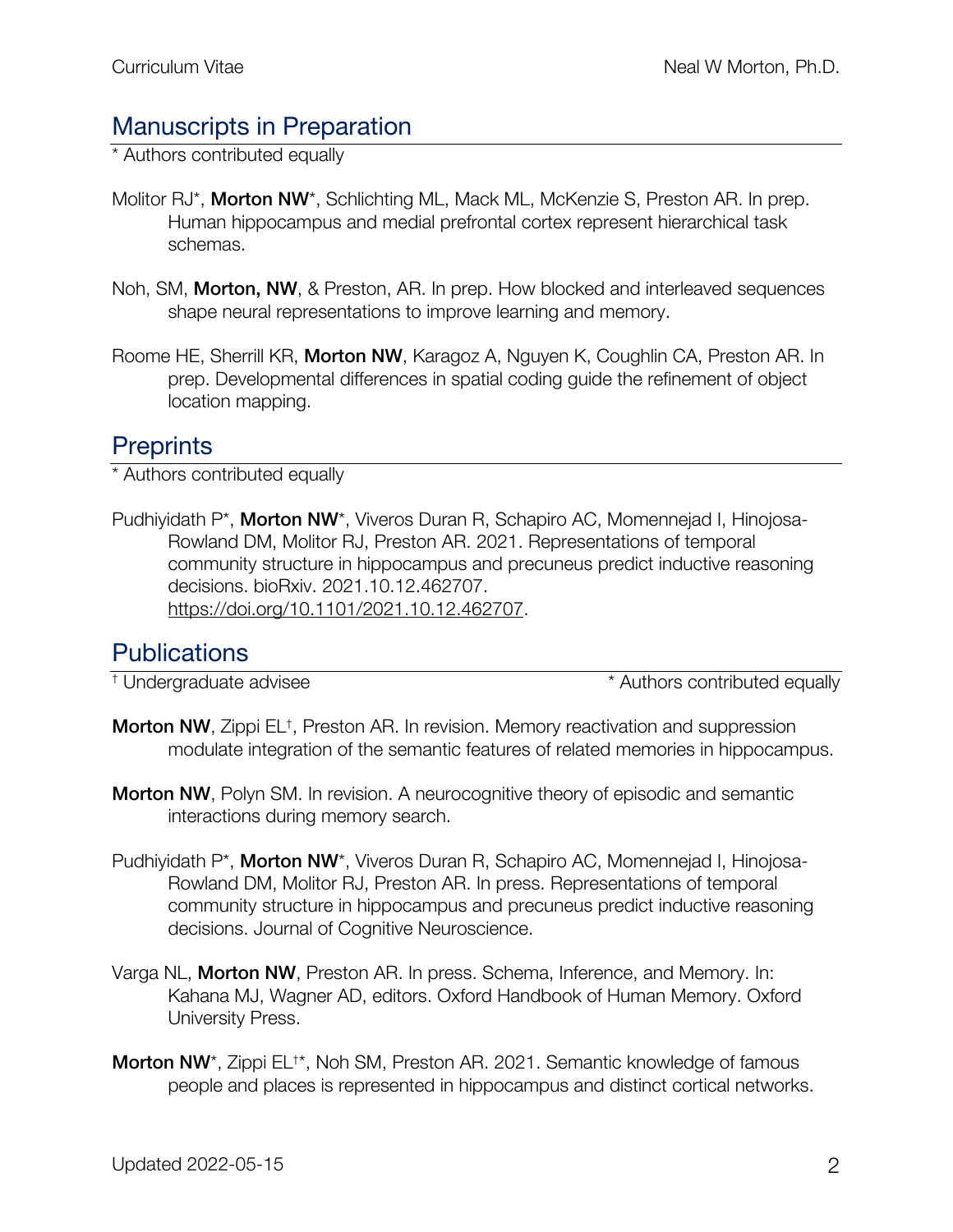## Manuscripts in Preparation

\* Authors contributed equally

Molitor RJ*, **Morton NW***, Schlichting ML, Mack ML, McKenzie S, Preston AR. In prep. Human hippocampus and medial prefrontal cortex represent hierarchical task schemas.

Noh, SM, **Morton, NW**, & Preston, AR. In prep. How blocked and interleaved sequences shape neural representations to improve learning and memory.

Roome HE, Sherrill KR, **Morton NW**, Karagoz A, Nguyen K, Coughlin CA, Preston AR. In prep. Developmental differences in spatial coding guide the refinement of object location mapping.

## Preprints

\* Authors contributed equally

Pudhiyidath P*, **Morton NW***, Viveros Duran R, Schapiro AC, Momennejad I, Hinojosa-Rowland DM, Molitor RJ, Preston AR. 2021. Representations of temporal community structure in hippocampus and precuneus predict inductive reasoning decisions. bioRxiv. 2021.10.12.462707. https://doi.org/10.1101/2021.10.12.462707.

## Publications

† Undergraduate advisee   * Authors contributed equally

**Morton NW**, Zippi EL†, Preston AR. In revision. Memory reactivation and suppression modulate integration of the semantic features of related memories in hippocampus.

**Morton NW**, Polyn SM. In revision. A neurocognitive theory of episodic and semantic interactions during memory search.

Pudhiyidath P*, **Morton NW***, Viveros Duran R, Schapiro AC, Momennejad I, Hinojosa-Rowland DM, Molitor RJ, Preston AR. In press. Representations of temporal community structure in hippocampus and precuneus predict inductive reasoning decisions. Journal of Cognitive Neuroscience.

Varga NL, **Morton NW**, Preston AR. In press. Schema, Inference, and Memory. In: Kahana MJ, Wagner AD, editors. Oxford Handbook of Human Memory. Oxford University Press.

**Morton NW***, Zippi EL†*, Noh SM, Preston AR. 2021. Semantic knowledge of famous people and places is represented in hippocampus and distinct cortical networks.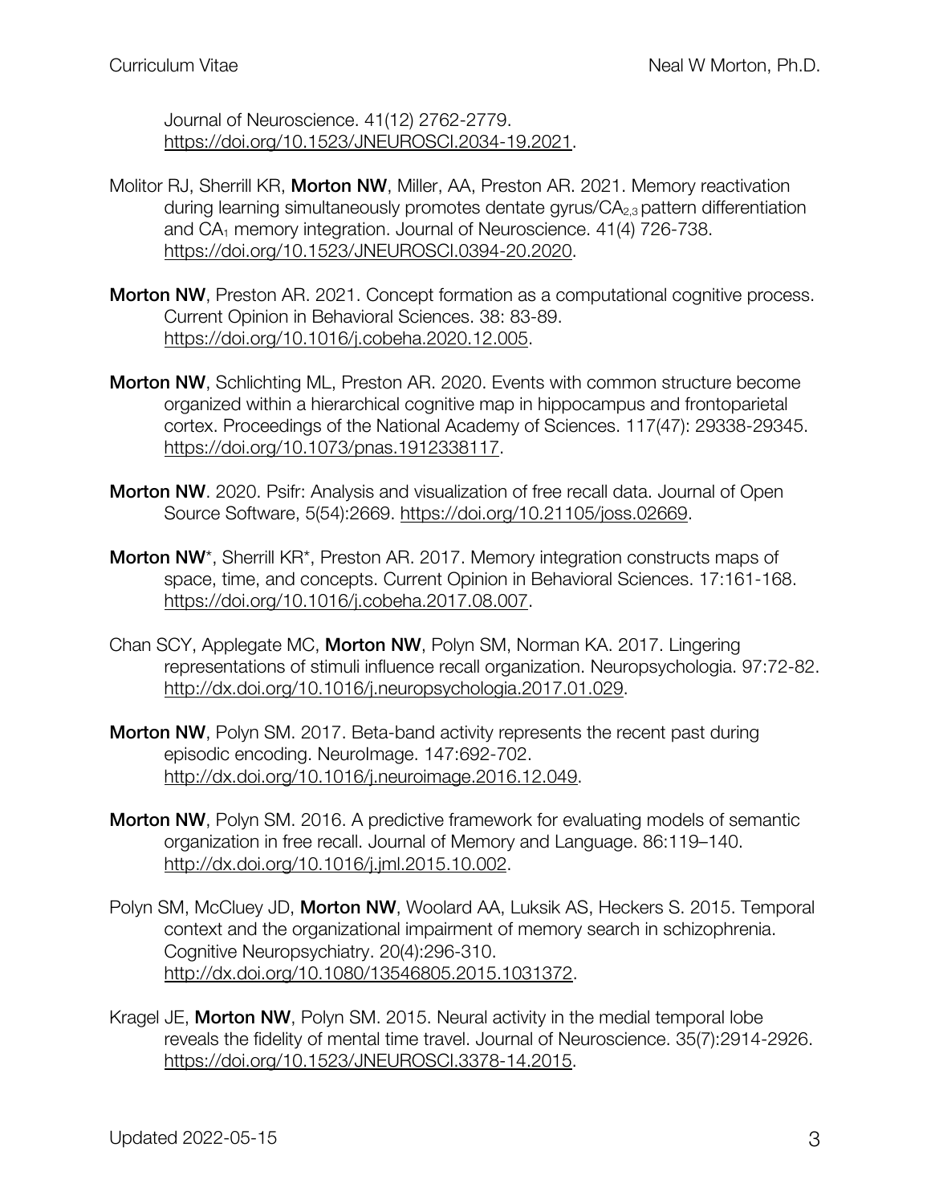Journal of Neuroscience. 41(12) 2762-2779. https://doi.org/10.1523/JNEUROSCI.2034-19.2021.

Molitor RJ, Sherrill KR, **Morton NW**, Miller, AA, Preston AR. 2021. Memory reactivation during learning simultaneously promotes dentate gyrus/$CA_{2,3}$ pattern differentiation and $CA_1$ memory integration. Journal of Neuroscience. 41(4) 726-738. https://doi.org/10.1523/JNEUROSCI.0394-20.2020.

**Morton NW**, Preston AR. 2021. Concept formation as a computational cognitive process. Current Opinion in Behavioral Sciences. 38: 83-89. https://doi.org/10.1016/j.cobeha.2020.12.005.

**Morton NW**, Schlichting ML, Preston AR. 2020. Events with common structure become organized within a hierarchical cognitive map in hippocampus and frontoparietal cortex. Proceedings of the National Academy of Sciences. 117(47): 29338-29345. https://doi.org/10.1073/pnas.1912338117.

**Morton NW**. 2020. Psifr: Analysis and visualization of free recall data. Journal of Open Source Software, 5(54):2669. https://doi.org/10.21105/joss.02669.

**Morton NW**\*, Sherrill KR\*, Preston AR. 2017. Memory integration constructs maps of space, time, and concepts. Current Opinion in Behavioral Sciences. 17:161-168. https://doi.org/10.1016/j.cobeha.2017.08.007.

Chan SCY, Applegate MC, **Morton NW**, Polyn SM, Norman KA. 2017. Lingering representations of stimuli influence recall organization. Neuropsychologia. 97:72-82. http://dx.doi.org/10.1016/j.neuropsychologia.2017.01.029.

**Morton NW**, Polyn SM. 2017. Beta-band activity represents the recent past during episodic encoding. NeuroImage. 147:692-702. http://dx.doi.org/10.1016/j.neuroimage.2016.12.049.

**Morton NW**, Polyn SM. 2016. A predictive framework for evaluating models of semantic organization in free recall. Journal of Memory and Language. 86:119–140. http://dx.doi.org/10.1016/j.jml.2015.10.002.

Polyn SM, McCluey JD, **Morton NW**, Woolard AA, Luksik AS, Heckers S. 2015. Temporal context and the organizational impairment of memory search in schizophrenia. Cognitive Neuropsychiatry. 20(4):296-310. http://dx.doi.org/10.1080/13546805.2015.1031372.

Kragel JE, **Morton NW**, Polyn SM. 2015. Neural activity in the medial temporal lobe reveals the fidelity of mental time travel. Journal of Neuroscience. 35(7):2914-2926. https://doi.org/10.1523/JNEUROSCI.3378-14.2015.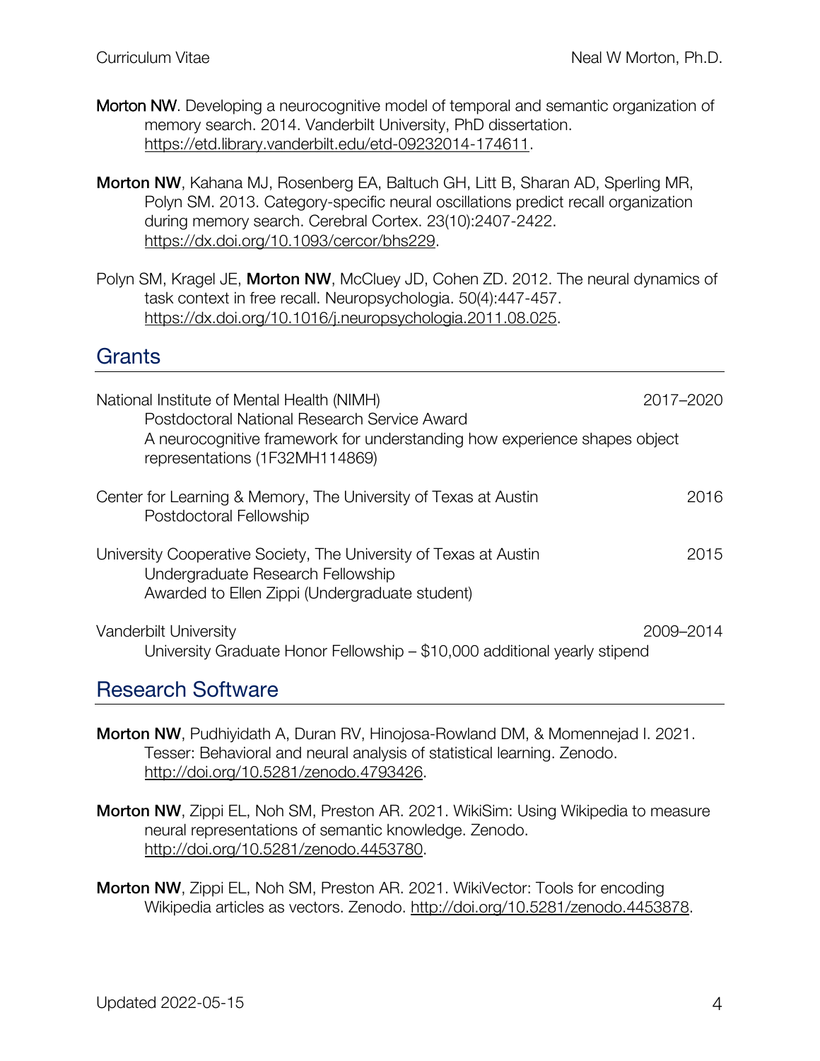**Morton NW**. Developing a neurocognitive model of temporal and semantic organization of memory search. 2014. Vanderbilt University, PhD dissertation. https://etd.library.vanderbilt.edu/etd-09232014-174611.

**Morton NW**, Kahana MJ, Rosenberg EA, Baltuch GH, Litt B, Sharan AD, Sperling MR, Polyn SM. 2013. Category-specific neural oscillations predict recall organization during memory search. Cerebral Cortex. 23(10):2407-2422. https://dx.doi.org/10.1093/cercor/bhs229.

Polyn SM, Kragel JE, **Morton NW**, McCluey JD, Cohen ZD. 2012. The neural dynamics of task context in free recall. Neuropsychologia. 50(4):447-457. https://dx.doi.org/10.1016/j.neuropsychologia.2011.08.025.

## Grants

National Institute of Mental Health (NIMH) — 2017–2020
Postdoctoral National Research Service Award
A neurocognitive framework for understanding how experience shapes object representations (1F32MH114869)

Center for Learning & Memory, The University of Texas at Austin — 2016
Postdoctoral Fellowship

University Cooperative Society, The University of Texas at Austin — 2015
Undergraduate Research Fellowship
Awarded to Ellen Zippi (Undergraduate student)

Vanderbilt University — 2009–2014
University Graduate Honor Fellowship – $10,000 additional yearly stipend

## Research Software

**Morton NW**, Pudhiyidath A, Duran RV, Hinojosa-Rowland DM, & Momennejad I. 2021. Tesser: Behavioral and neural analysis of statistical learning. Zenodo. http://doi.org/10.5281/zenodo.4793426.

**Morton NW**, Zippi EL, Noh SM, Preston AR. 2021. WikiSim: Using Wikipedia to measure neural representations of semantic knowledge. Zenodo. http://doi.org/10.5281/zenodo.4453780.

**Morton NW**, Zippi EL, Noh SM, Preston AR. 2021. WikiVector: Tools for encoding Wikipedia articles as vectors. Zenodo. http://doi.org/10.5281/zenodo.4453878.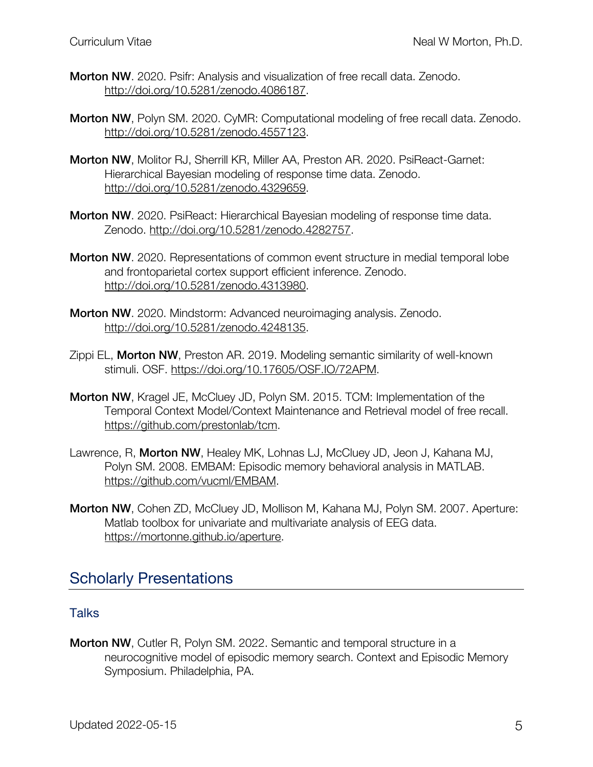**Morton NW**. 2020. Psifr: Analysis and visualization of free recall data. Zenodo. http://doi.org/10.5281/zenodo.4086187.

**Morton NW**, Polyn SM. 2020. CyMR: Computational modeling of free recall data. Zenodo. http://doi.org/10.5281/zenodo.4557123.

**Morton NW**, Molitor RJ, Sherrill KR, Miller AA, Preston AR. 2020. PsiReact-Garnet: Hierarchical Bayesian modeling of response time data. Zenodo. http://doi.org/10.5281/zenodo.4329659.

**Morton NW**. 2020. PsiReact: Hierarchical Bayesian modeling of response time data. Zenodo. http://doi.org/10.5281/zenodo.4282757.

**Morton NW**. 2020. Representations of common event structure in medial temporal lobe and frontoparietal cortex support efficient inference. Zenodo. http://doi.org/10.5281/zenodo.4313980.

**Morton NW**. 2020. Mindstorm: Advanced neuroimaging analysis. Zenodo. http://doi.org/10.5281/zenodo.4248135.

Zippi EL, **Morton NW**, Preston AR. 2019. Modeling semantic similarity of well-known stimuli. OSF. https://doi.org/10.17605/OSF.IO/72APM.

**Morton NW**, Kragel JE, McCluey JD, Polyn SM. 2015. TCM: Implementation of the Temporal Context Model/Context Maintenance and Retrieval model of free recall. https://github.com/prestonlab/tcm.

Lawrence, R, **Morton NW**, Healey MK, Lohnas LJ, McCluey JD, Jeon J, Kahana MJ, Polyn SM. 2008. EMBAM: Episodic memory behavioral analysis in MATLAB. https://github.com/vucml/EMBAM.

**Morton NW**, Cohen ZD, McCluey JD, Mollison M, Kahana MJ, Polyn SM. 2007. Aperture: Matlab toolbox for univariate and multivariate analysis of EEG data. https://mortonne.github.io/aperture.

## Scholarly Presentations

### Talks

**Morton NW**, Cutler R, Polyn SM. 2022. Semantic and temporal structure in a neurocognitive model of episodic memory search. Context and Episodic Memory Symposium. Philadelphia, PA.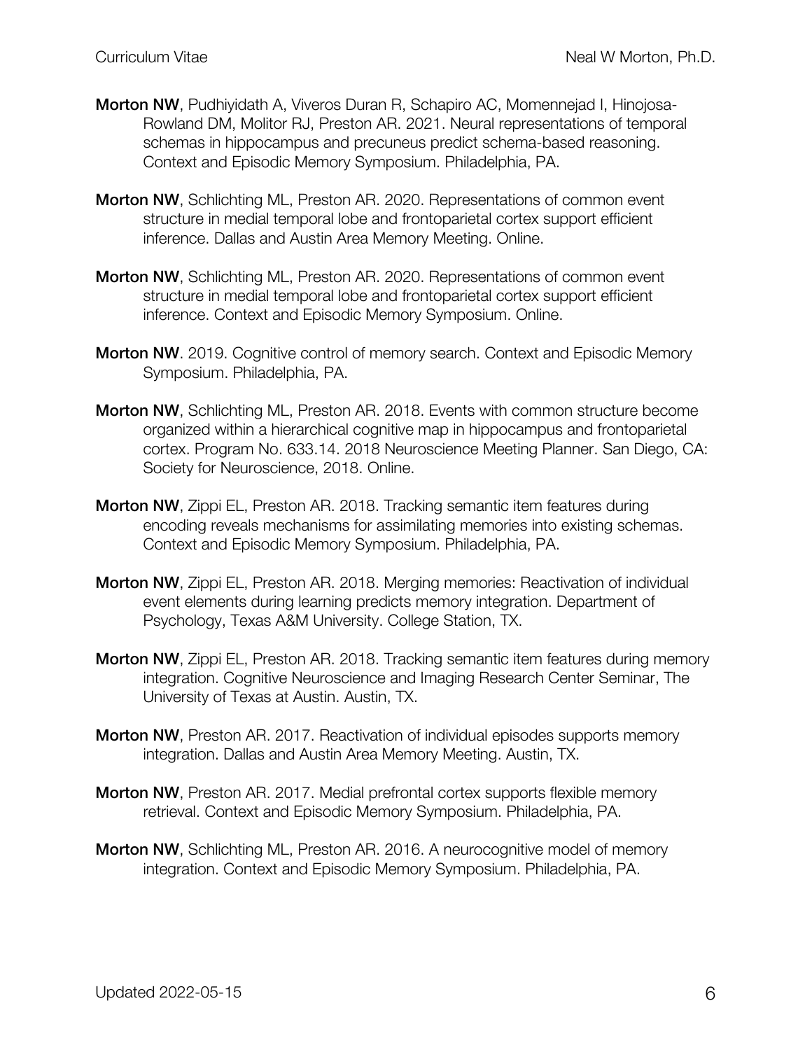**Morton NW**, Pudhiyidath A, Viveros Duran R, Schapiro AC, Momennejad I, Hinojosa-Rowland DM, Molitor RJ, Preston AR. 2021. Neural representations of temporal schemas in hippocampus and precuneus predict schema-based reasoning. Context and Episodic Memory Symposium. Philadelphia, PA.

**Morton NW**, Schlichting ML, Preston AR. 2020. Representations of common event structure in medial temporal lobe and frontoparietal cortex support efficient inference. Dallas and Austin Area Memory Meeting. Online.

**Morton NW**, Schlichting ML, Preston AR. 2020. Representations of common event structure in medial temporal lobe and frontoparietal cortex support efficient inference. Context and Episodic Memory Symposium. Online.

**Morton NW**. 2019. Cognitive control of memory search. Context and Episodic Memory Symposium. Philadelphia, PA.

**Morton NW**, Schlichting ML, Preston AR. 2018. Events with common structure become organized within a hierarchical cognitive map in hippocampus and frontoparietal cortex. Program No. 633.14. 2018 Neuroscience Meeting Planner. San Diego, CA: Society for Neuroscience, 2018. Online.

**Morton NW**, Zippi EL, Preston AR. 2018. Tracking semantic item features during encoding reveals mechanisms for assimilating memories into existing schemas. Context and Episodic Memory Symposium. Philadelphia, PA.

**Morton NW**, Zippi EL, Preston AR. 2018. Merging memories: Reactivation of individual event elements during learning predicts memory integration. Department of Psychology, Texas A&M University. College Station, TX.

**Morton NW**, Zippi EL, Preston AR. 2018. Tracking semantic item features during memory integration. Cognitive Neuroscience and Imaging Research Center Seminar, The University of Texas at Austin. Austin, TX.

**Morton NW**, Preston AR. 2017. Reactivation of individual episodes supports memory integration. Dallas and Austin Area Memory Meeting. Austin, TX.

**Morton NW**, Preston AR. 2017. Medial prefrontal cortex supports flexible memory retrieval. Context and Episodic Memory Symposium. Philadelphia, PA.

**Morton NW**, Schlichting ML, Preston AR. 2016. A neurocognitive model of memory integration. Context and Episodic Memory Symposium. Philadelphia, PA.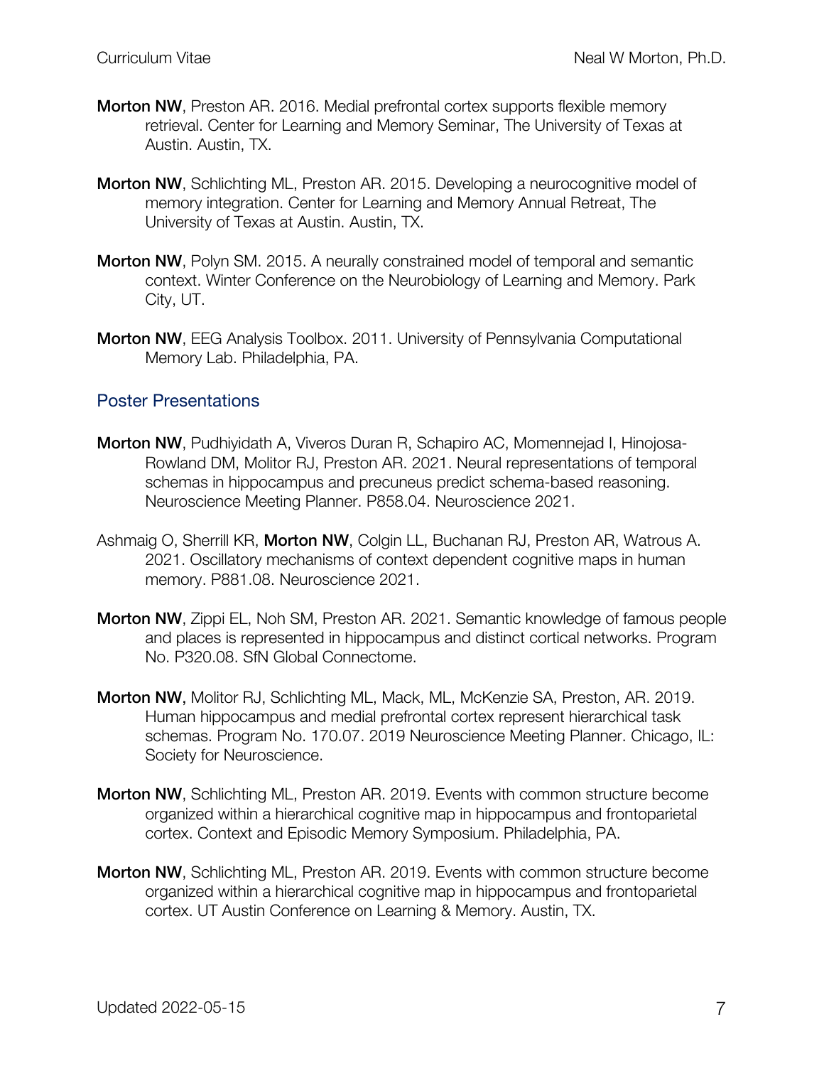**Morton NW**, Preston AR. 2016. Medial prefrontal cortex supports flexible memory retrieval. Center for Learning and Memory Seminar, The University of Texas at Austin. Austin, TX.

**Morton NW**, Schlichting ML, Preston AR. 2015. Developing a neurocognitive model of memory integration. Center for Learning and Memory Annual Retreat, The University of Texas at Austin. Austin, TX.

**Morton NW**, Polyn SM. 2015. A neurally constrained model of temporal and semantic context. Winter Conference on the Neurobiology of Learning and Memory. Park City, UT.

**Morton NW**, EEG Analysis Toolbox. 2011. University of Pennsylvania Computational Memory Lab. Philadelphia, PA.

## Poster Presentations

**Morton NW**, Pudhiyidath A, Viveros Duran R, Schapiro AC, Momennejad I, Hinojosa-Rowland DM, Molitor RJ, Preston AR. 2021. Neural representations of temporal schemas in hippocampus and precuneus predict schema-based reasoning. Neuroscience Meeting Planner. P858.04. Neuroscience 2021.

Ashmaig O, Sherrill KR, **Morton NW**, Colgin LL, Buchanan RJ, Preston AR, Watrous A. 2021. Oscillatory mechanisms of context dependent cognitive maps in human memory. P881.08. Neuroscience 2021.

**Morton NW**, Zippi EL, Noh SM, Preston AR. 2021. Semantic knowledge of famous people and places is represented in hippocampus and distinct cortical networks. Program No. P320.08. SfN Global Connectome.

**Morton NW,** Molitor RJ, Schlichting ML, Mack, ML, McKenzie SA, Preston, AR. 2019. Human hippocampus and medial prefrontal cortex represent hierarchical task schemas. Program No. 170.07. 2019 Neuroscience Meeting Planner. Chicago, IL: Society for Neuroscience.

**Morton NW**, Schlichting ML, Preston AR. 2019. Events with common structure become organized within a hierarchical cognitive map in hippocampus and frontoparietal cortex. Context and Episodic Memory Symposium. Philadelphia, PA.

**Morton NW**, Schlichting ML, Preston AR. 2019. Events with common structure become organized within a hierarchical cognitive map in hippocampus and frontoparietal cortex. UT Austin Conference on Learning & Memory. Austin, TX.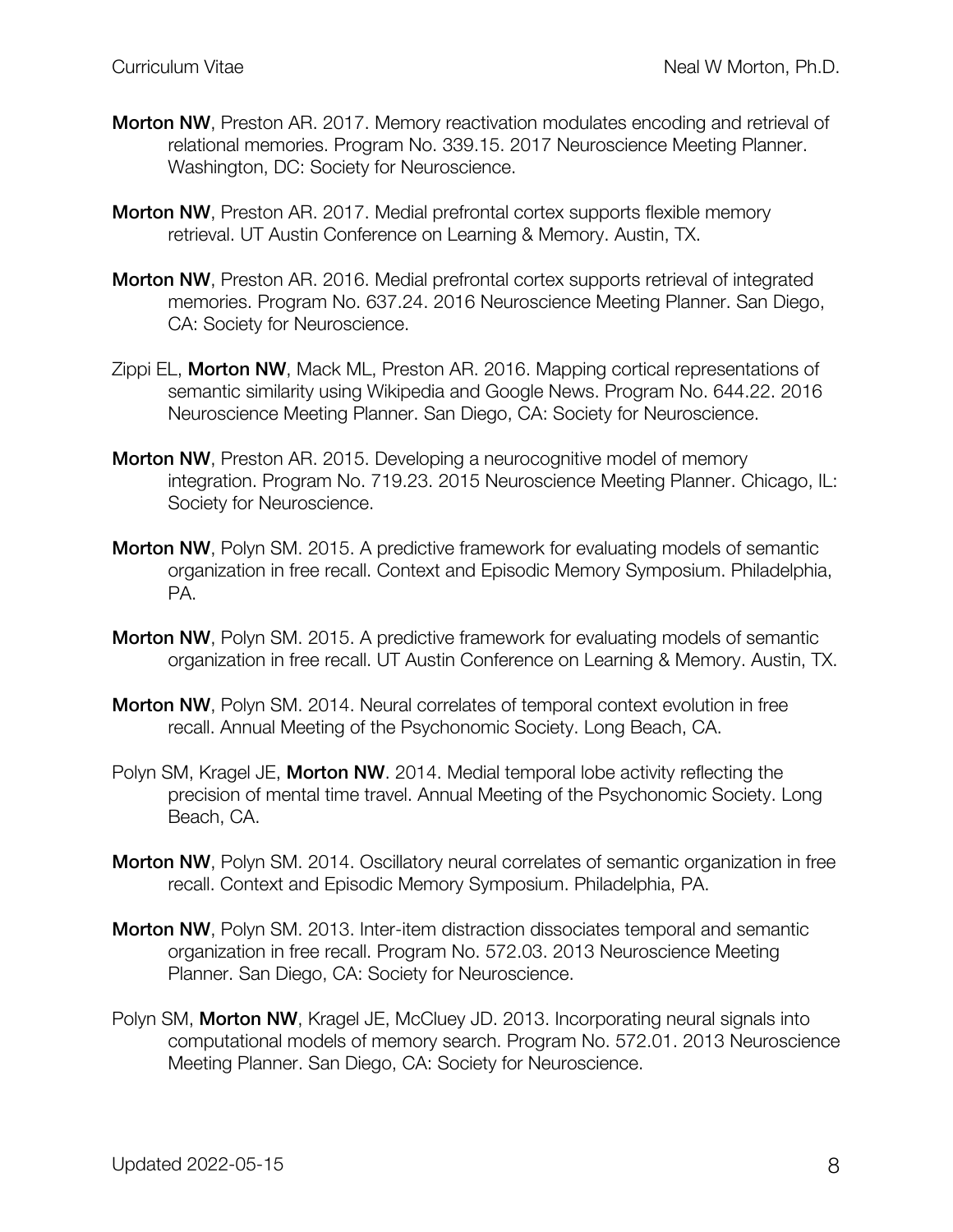**Morton NW**, Preston AR. 2017. Memory reactivation modulates encoding and retrieval of relational memories. Program No. 339.15. 2017 Neuroscience Meeting Planner. Washington, DC: Society for Neuroscience.

**Morton NW**, Preston AR. 2017. Medial prefrontal cortex supports flexible memory retrieval. UT Austin Conference on Learning & Memory. Austin, TX.

**Morton NW**, Preston AR. 2016. Medial prefrontal cortex supports retrieval of integrated memories. Program No. 637.24. 2016 Neuroscience Meeting Planner. San Diego, CA: Society for Neuroscience.

Zippi EL, **Morton NW**, Mack ML, Preston AR. 2016. Mapping cortical representations of semantic similarity using Wikipedia and Google News. Program No. 644.22. 2016 Neuroscience Meeting Planner. San Diego, CA: Society for Neuroscience.

**Morton NW**, Preston AR. 2015. Developing a neurocognitive model of memory integration. Program No. 719.23. 2015 Neuroscience Meeting Planner. Chicago, IL: Society for Neuroscience.

**Morton NW**, Polyn SM. 2015. A predictive framework for evaluating models of semantic organization in free recall. Context and Episodic Memory Symposium. Philadelphia, PA.

**Morton NW**, Polyn SM. 2015. A predictive framework for evaluating models of semantic organization in free recall. UT Austin Conference on Learning & Memory. Austin, TX.

**Morton NW**, Polyn SM. 2014. Neural correlates of temporal context evolution in free recall. Annual Meeting of the Psychonomic Society. Long Beach, CA.

Polyn SM, Kragel JE, **Morton NW**. 2014. Medial temporal lobe activity reflecting the precision of mental time travel. Annual Meeting of the Psychonomic Society. Long Beach, CA.

**Morton NW**, Polyn SM. 2014. Oscillatory neural correlates of semantic organization in free recall. Context and Episodic Memory Symposium. Philadelphia, PA.

**Morton NW**, Polyn SM. 2013. Inter-item distraction dissociates temporal and semantic organization in free recall. Program No. 572.03. 2013 Neuroscience Meeting Planner. San Diego, CA: Society for Neuroscience.

Polyn SM, **Morton NW**, Kragel JE, McCluey JD. 2013. Incorporating neural signals into computational models of memory search. Program No. 572.01. 2013 Neuroscience Meeting Planner. San Diego, CA: Society for Neuroscience.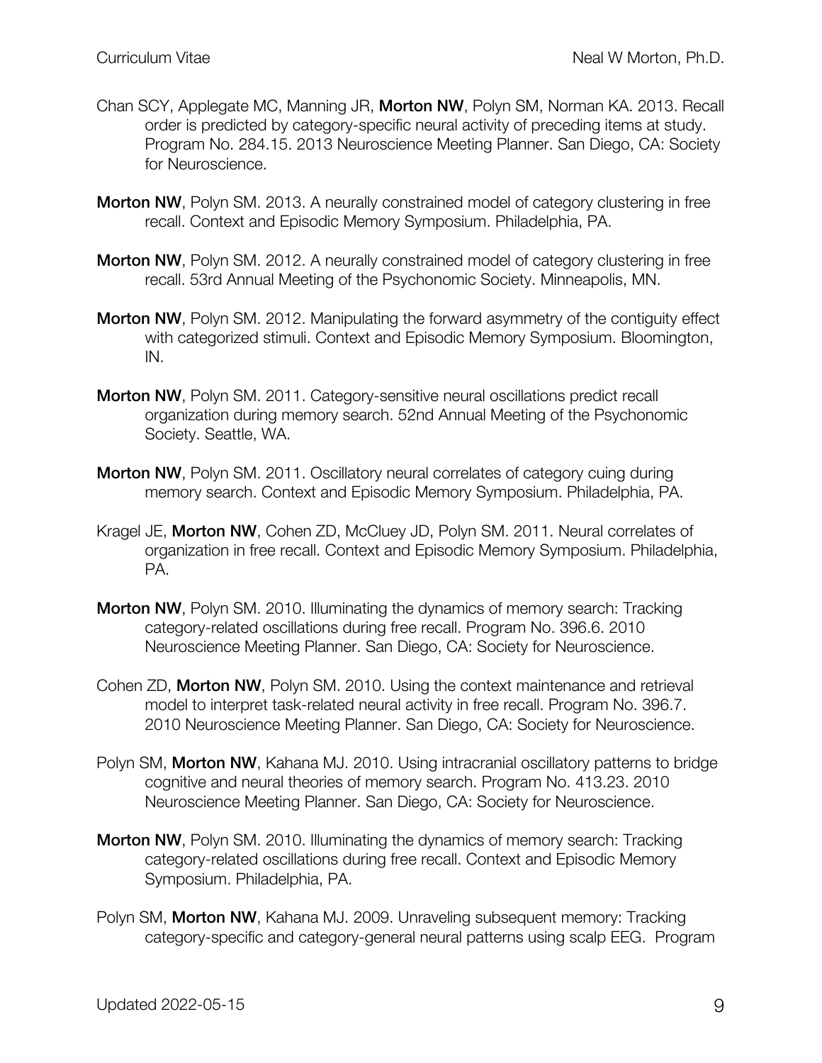Chan SCY, Applegate MC, Manning JR, **Morton NW**, Polyn SM, Norman KA. 2013. Recall order is predicted by category-specific neural activity of preceding items at study. Program No. 284.15. 2013 Neuroscience Meeting Planner. San Diego, CA: Society for Neuroscience.

**Morton NW**, Polyn SM. 2013. A neurally constrained model of category clustering in free recall. Context and Episodic Memory Symposium. Philadelphia, PA.

**Morton NW**, Polyn SM. 2012. A neurally constrained model of category clustering in free recall. 53rd Annual Meeting of the Psychonomic Society. Minneapolis, MN.

**Morton NW**, Polyn SM. 2012. Manipulating the forward asymmetry of the contiguity effect with categorized stimuli. Context and Episodic Memory Symposium. Bloomington, IN.

**Morton NW**, Polyn SM. 2011. Category-sensitive neural oscillations predict recall organization during memory search. 52nd Annual Meeting of the Psychonomic Society. Seattle, WA.

**Morton NW**, Polyn SM. 2011. Oscillatory neural correlates of category cuing during memory search. Context and Episodic Memory Symposium. Philadelphia, PA.

Kragel JE, **Morton NW**, Cohen ZD, McCluey JD, Polyn SM. 2011. Neural correlates of organization in free recall. Context and Episodic Memory Symposium. Philadelphia, PA.

**Morton NW**, Polyn SM. 2010. Illuminating the dynamics of memory search: Tracking category-related oscillations during free recall. Program No. 396.6. 2010 Neuroscience Meeting Planner. San Diego, CA: Society for Neuroscience.

Cohen ZD, **Morton NW**, Polyn SM. 2010. Using the context maintenance and retrieval model to interpret task-related neural activity in free recall. Program No. 396.7. 2010 Neuroscience Meeting Planner. San Diego, CA: Society for Neuroscience.

Polyn SM, **Morton NW**, Kahana MJ. 2010. Using intracranial oscillatory patterns to bridge cognitive and neural theories of memory search. Program No. 413.23. 2010 Neuroscience Meeting Planner. San Diego, CA: Society for Neuroscience.

**Morton NW**, Polyn SM. 2010. Illuminating the dynamics of memory search: Tracking category-related oscillations during free recall. Context and Episodic Memory Symposium. Philadelphia, PA.

Polyn SM, **Morton NW**, Kahana MJ. 2009. Unraveling subsequent memory: Tracking category-specific and category-general neural patterns using scalp EEG. Program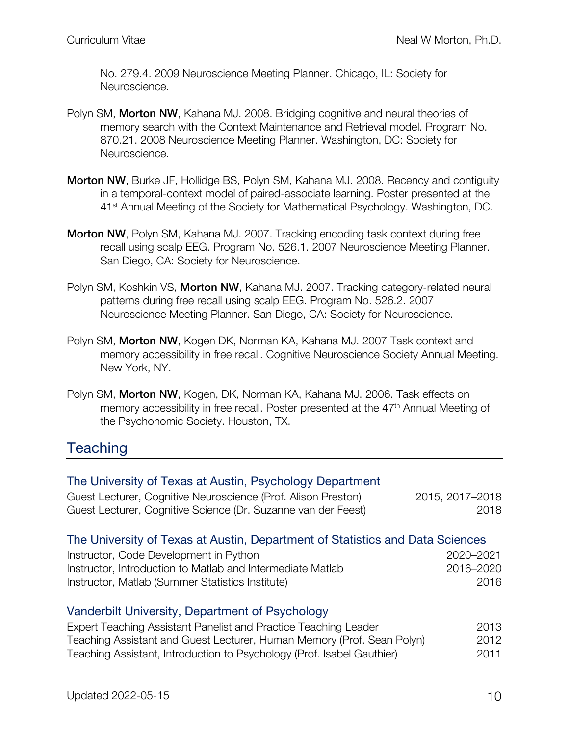No. 279.4. 2009 Neuroscience Meeting Planner. Chicago, IL: Society for Neuroscience.

Polyn SM, **Morton NW**, Kahana MJ. 2008. Bridging cognitive and neural theories of memory search with the Context Maintenance and Retrieval model. Program No. 870.21. 2008 Neuroscience Meeting Planner. Washington, DC: Society for Neuroscience.

**Morton NW**, Burke JF, Hollidge BS, Polyn SM, Kahana MJ. 2008. Recency and contiguity in a temporal-context model of paired-associate learning. Poster presented at the 41st Annual Meeting of the Society for Mathematical Psychology. Washington, DC.

**Morton NW**, Polyn SM, Kahana MJ. 2007. Tracking encoding task context during free recall using scalp EEG. Program No. 526.1. 2007 Neuroscience Meeting Planner. San Diego, CA: Society for Neuroscience.

Polyn SM, Koshkin VS, **Morton NW**, Kahana MJ. 2007. Tracking category-related neural patterns during free recall using scalp EEG. Program No. 526.2. 2007 Neuroscience Meeting Planner. San Diego, CA: Society for Neuroscience.

Polyn SM, **Morton NW**, Kogen DK, Norman KA, Kahana MJ. 2007 Task context and memory accessibility in free recall. Cognitive Neuroscience Society Annual Meeting. New York, NY.

Polyn SM, **Morton NW**, Kogen, DK, Norman KA, Kahana MJ. 2006. Task effects on memory accessibility in free recall. Poster presented at the 47th Annual Meeting of the Psychonomic Society. Houston, TX.

## Teaching

### The University of Texas at Austin, Psychology Department

Guest Lecturer, Cognitive Neuroscience (Prof. Alison Preston) — 2015, 2017–2018
Guest Lecturer, Cognitive Science (Dr. Suzanne van der Feest) — 2018

### The University of Texas at Austin, Department of Statistics and Data Sciences

Instructor, Code Development in Python — 2020–2021
Instructor, Introduction to Matlab and Intermediate Matlab — 2016–2020
Instructor, Matlab (Summer Statistics Institute) — 2016

### Vanderbilt University, Department of Psychology

Expert Teaching Assistant Panelist and Practice Teaching Leader — 2013
Teaching Assistant and Guest Lecturer, Human Memory (Prof. Sean Polyn) — 2012
Teaching Assistant, Introduction to Psychology (Prof. Isabel Gauthier) — 2011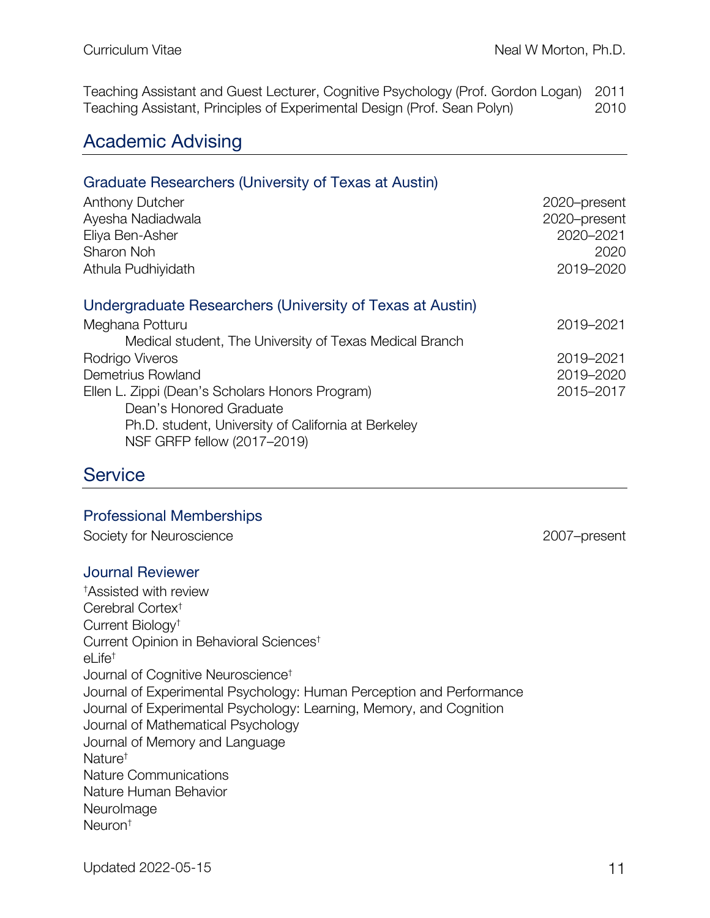Teaching Assistant and Guest Lecturer, Cognitive Psychology (Prof. Gordon Logan) 2011
Teaching Assistant, Principles of Experimental Design (Prof. Sean Polyn) 2010

## Academic Advising

### Graduate Researchers (University of Texas at Austin)

Anthony Dutcher 2020–present
Ayesha Nadiadwala 2020–present
Eliya Ben-Asher 2020–2021
Sharon Noh 2020
Athula Pudhiyidath 2019–2020

### Undergraduate Researchers (University of Texas at Austin)

Meghana Potturu 2019–2021
    Medical student, The University of Texas Medical Branch
Rodrigo Viveros 2019–2021
Demetrius Rowland 2019–2020
Ellen L. Zippi (Dean's Scholars Honors Program) 2015–2017
    Dean's Honored Graduate
    Ph.D. student, University of California at Berkeley
    NSF GRFP fellow (2017–2019)

## Service

### Professional Memberships

Society for Neuroscience 2007–present

### Journal Reviewer

†Assisted with review

Cerebral Cortex†
Current Biology†
Current Opinion in Behavioral Sciences†
eLife†
Journal of Cognitive Neuroscience†
Journal of Experimental Psychology: Human Perception and Performance
Journal of Experimental Psychology: Learning, Memory, and Cognition
Journal of Mathematical Psychology
Journal of Memory and Language
Nature†
Nature Communications
Nature Human Behavior
NeuroImage
Neuron†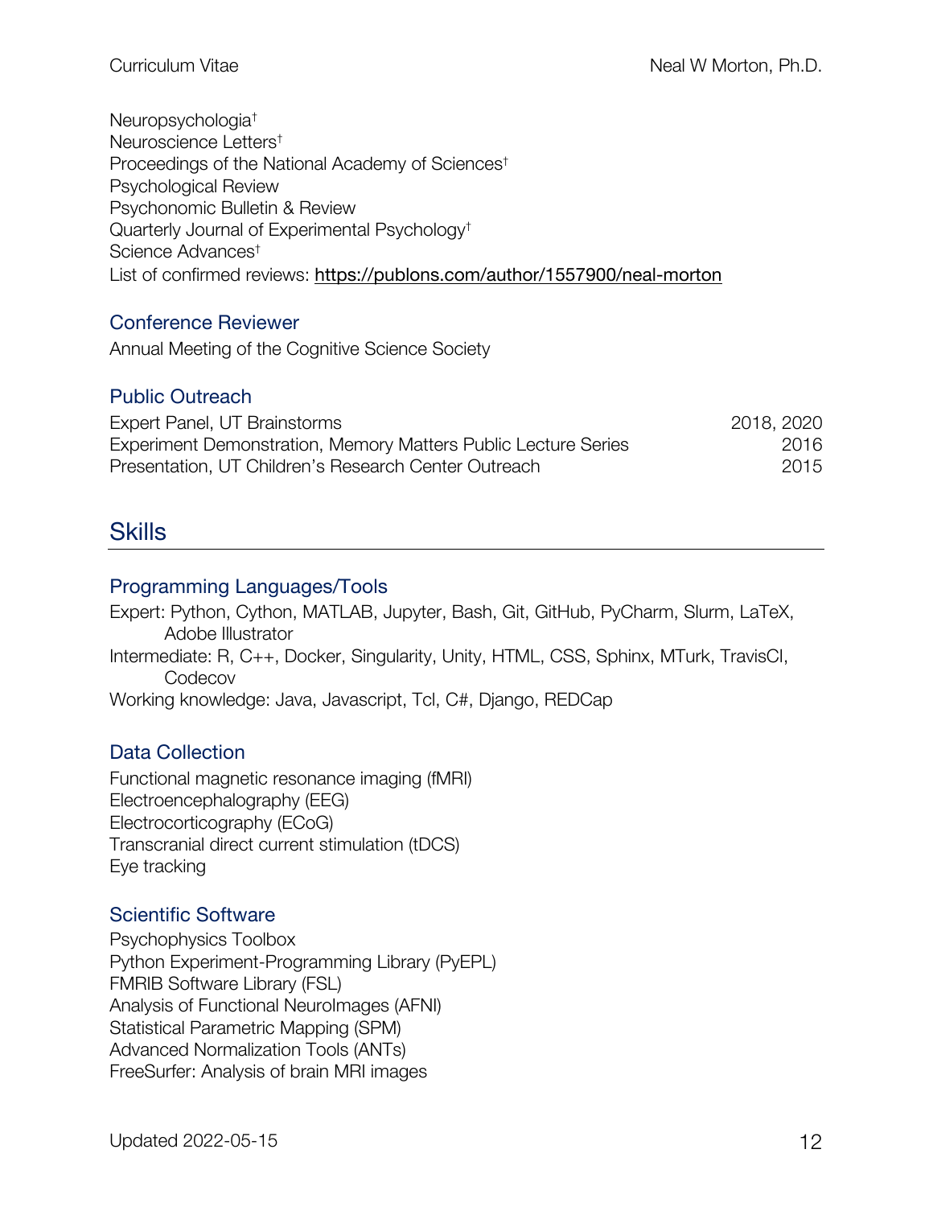Neuropsychologia†
Neuroscience Letters†
Proceedings of the National Academy of Sciences†
Psychological Review
Psychonomic Bulletin & Review
Quarterly Journal of Experimental Psychology†
Science Advances†
List of confirmed reviews: https://publons.com/author/1557900/neal-morton

### Conference Reviewer

Annual Meeting of the Cognitive Science Society

### Public Outreach

Expert Panel, UT Brainstorms — 2018, 2020
Experiment Demonstration, Memory Matters Public Lecture Series — 2016
Presentation, UT Children's Research Center Outreach — 2015

## Skills

### Programming Languages/Tools

Expert: Python, Cython, MATLAB, Jupyter, Bash, Git, GitHub, PyCharm, Slurm, LaTeX, Adobe Illustrator
Intermediate: R, C++, Docker, Singularity, Unity, HTML, CSS, Sphinx, MTurk, TravisCI, Codecov
Working knowledge: Java, Javascript, Tcl, C#, Django, REDCap

### Data Collection

Functional magnetic resonance imaging (fMRI)
Electroencephalography (EEG)
Electrocorticography (ECoG)
Transcranial direct current stimulation (tDCS)
Eye tracking

### Scientific Software

Psychophysics Toolbox
Python Experiment-Programming Library (PyEPL)
FMRIB Software Library (FSL)
Analysis of Functional NeuroImages (AFNI)
Statistical Parametric Mapping (SPM)
Advanced Normalization Tools (ANTs)
FreeSurfer: Analysis of brain MRI images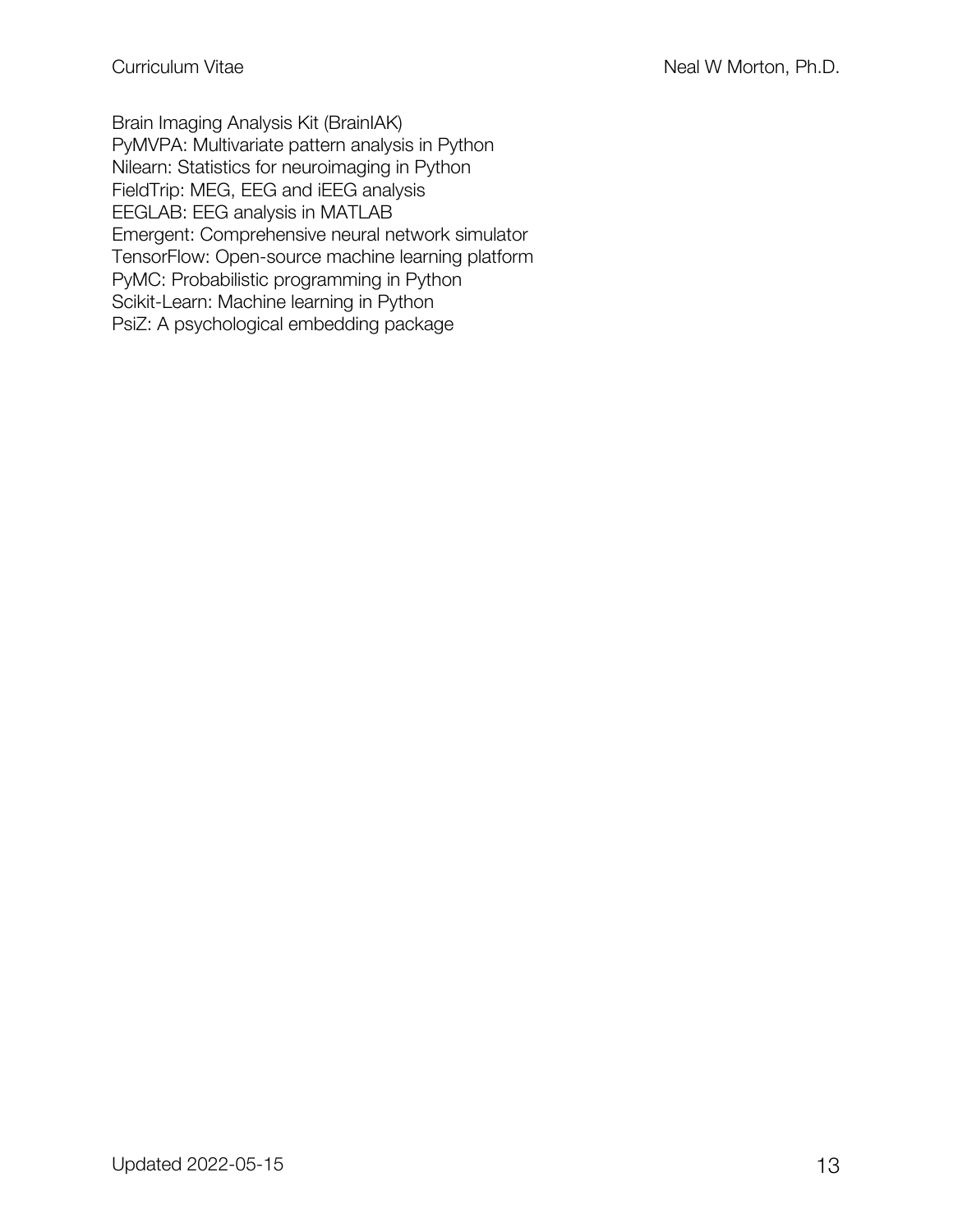Brain Imaging Analysis Kit (BrainIAK)
PyMVPA: Multivariate pattern analysis in Python
Nilearn: Statistics for neuroimaging in Python
FieldTrip: MEG, EEG and iEEG analysis
EEGLAB: EEG analysis in MATLAB
Emergent: Comprehensive neural network simulator
TensorFlow: Open-source machine learning platform
PyMC: Probabilistic programming in Python
Scikit-Learn: Machine learning in Python
PsiZ: A psychological embedding package